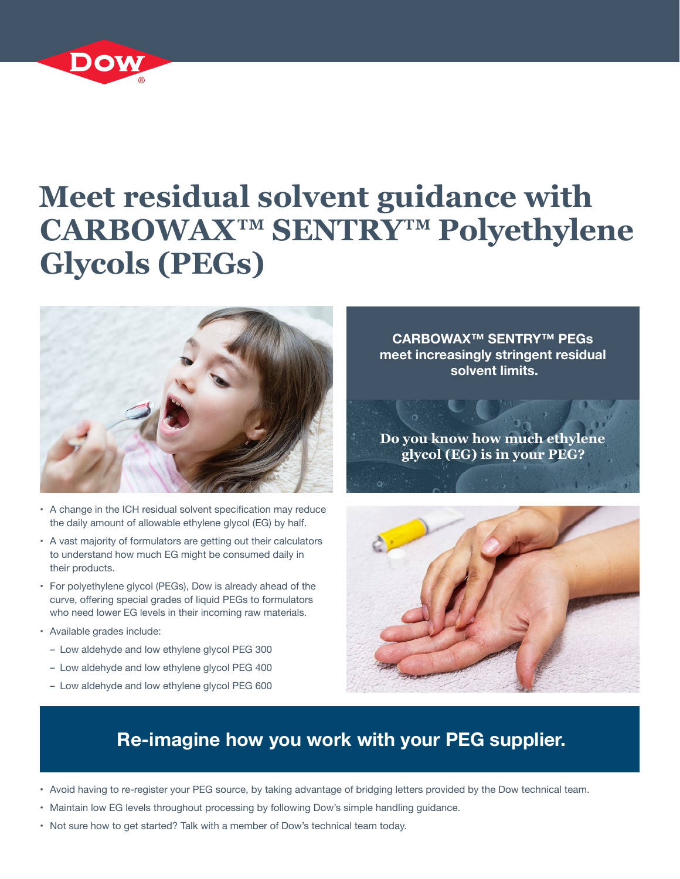# Meet residual solvent guidance with CARBOWAX™ SENTRY™ Polyethylene Glycols (PEGs)

**CARBOWAX™ SENTRY™ PEGs meet increasingly stringent residual solvent limits.**

**Do you know how much ethylene glycol (EG) is in your PEG?**

- A change in the ICH residual solvent specification may reduce the daily amount of allowable ethylene glycol (EG) by half.
- A vast majority of formulators are getting out their calculators to understand how much EG might be consumed daily in their products.
- For polyethylene glycol (PEGs), Dow is already ahead of the curve, offering special grades of liquid PEGs to formulators who need lower EG levels in their incoming raw materials.
- Available grades include:
  - Low aldehyde and low ethylene glycol PEG 300
  - Low aldehyde and low ethylene glycol PEG 400
  - Low aldehyde and low ethylene glycol PEG 600

## Re-imagine how you work with your PEG supplier.

- Avoid having to re-register your PEG source, by taking advantage of bridging letters provided by the Dow technical team.
- Maintain low EG levels throughout processing by following Dow's simple handling guidance.
- Not sure how to get started? Talk with a member of Dow's technical team today.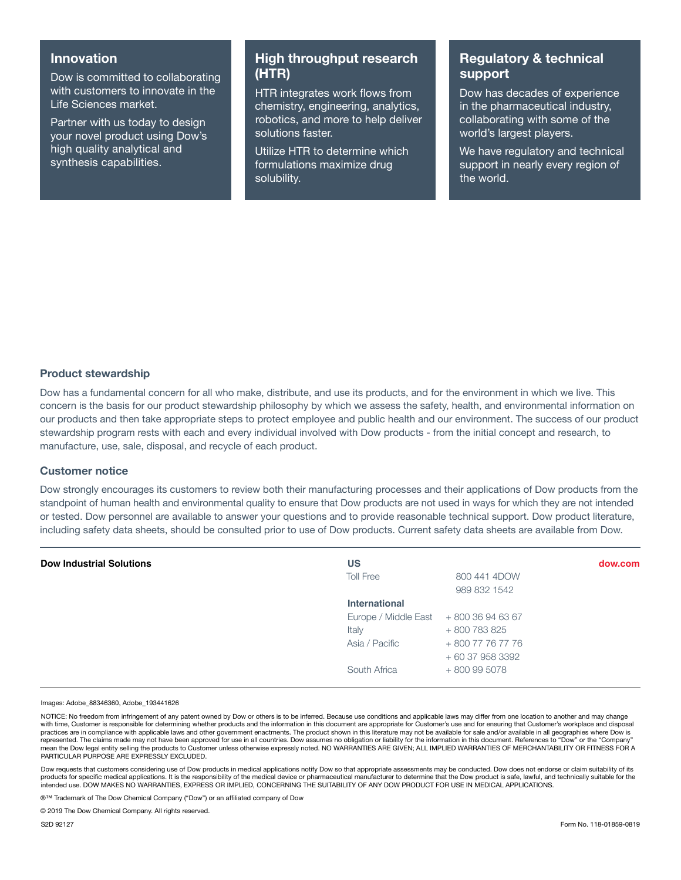### Innovation

Dow is committed to collaborating with customers to innovate in the Life Sciences market.

Partner with us today to design your novel product using Dow's high quality analytical and synthesis capabilities.

### High throughput research (HTR)

HTR integrates work flows from chemistry, engineering, analytics, robotics, and more to help deliver solutions faster.

Utilize HTR to determine which formulations maximize drug solubility.

### Regulatory & technical support

Dow has decades of experience in the pharmaceutical industry, collaborating with some of the world's largest players.

We have regulatory and technical support in nearly every region of the world.

### Product stewardship

Dow has a fundamental concern for all who make, distribute, and use its products, and for the environment in which we live. This concern is the basis for our product stewardship philosophy by which we assess the safety, health, and environmental information on our products and then take appropriate steps to protect employee and public health and our environment. The success of our product stewardship program rests with each and every individual involved with Dow products - from the initial concept and research, to manufacture, use, sale, disposal, and recycle of each product.

### Customer notice

Dow strongly encourages its customers to review both their manufacturing processes and their applications of Dow products from the standpoint of human health and environmental quality to ensure that Dow products are not used in ways for which they are not intended or tested. Dow personnel are available to answer your questions and to provide reasonable technical support. Dow product literature, including safety data sheets, should be consulted prior to use of Dow products. Current safety data sheets are available from Dow.

**Dow Industrial Solutions**

**dow.com**

| | |
|---|---|
| **US** | |
| Toll Free | 800 441 4DOW |
| | 989 832 1542 |
| **International** | |
| Europe / Middle East | + 800 36 94 63 67 |
| Italy | + 800 783 825 |
| Asia / Pacific | + 800 77 76 77 76 |
| | + 60 37 958 3392 |
| South Africa | + 800 99 5078 |

Images: Adobe_88346360, Adobe_193441626

NOTICE: No freedom from infringement of any patent owned by Dow or others is to be inferred. Because use conditions and applicable laws may differ from one location to another and may change with time, Customer is responsible for determining whether products and the information in this document are appropriate for Customer's use and for ensuring that Customer's workplace and disposal practices are in compliance with applicable laws and other government enactments. The product shown in this literature may not be available for sale and/or available in all geographies where Dow is represented. The claims made may not have been approved for use in all countries. Dow assumes no obligation or liability for the information in this document. References to "Dow" or the "Company" mean the Dow legal entity selling the products to Customer unless otherwise expressly noted. NO WARRANTIES ARE GIVEN; ALL IMPLIED WARRANTIES OF MERCHANTABILITY OR FITNESS FOR A PARTICULAR PURPOSE ARE EXPRESSLY EXCLUDED.

Dow requests that customers considering use of Dow products in medical applications notify Dow so that appropriate assessments may be conducted. Dow does not endorse or claim suitability of its products for specific medical applications. It is the responsibility of the medical device or pharmaceutical manufacturer to determine that the Dow product is safe, lawful, and technically suitable for the intended use. DOW MAKES NO WARRANTIES, EXPRESS OR IMPLIED, CONCERNING THE SUITABILITY OF ANY DOW PRODUCT FOR USE IN MEDICAL APPLICATIONS.

®™ Trademark of The Dow Chemical Company ("Dow") or an affiliated company of Dow

© 2019 The Dow Chemical Company. All rights reserved.

S2D 92127

Form No. 118-01859-0819